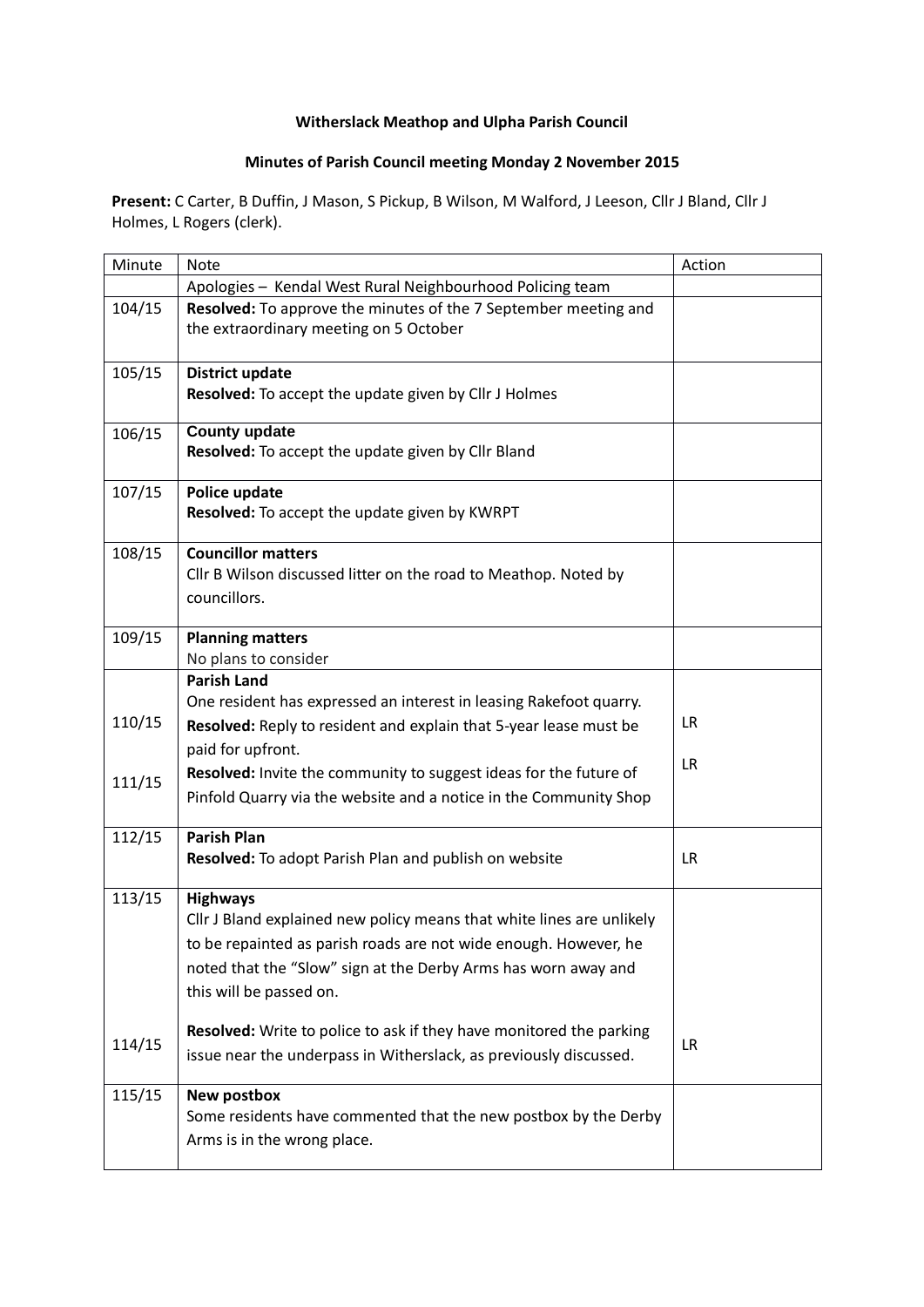**Witherslack Meathop and Ulpha Parish Council**

**Minutes of Parish Council meeting Monday 2 November 2015**

**Present:** C Carter, B Duffin, J Mason, S Pickup, B Wilson, M Walford, J Leeson, Cllr J Bland, Cllr J Holmes, L Rogers (clerk).

| Minute | Note | Action |
|---|---|---|
| | Apologies – Kendal West Rural Neighbourhood Policing team | |
| 104/15 | **Resolved:** To approve the minutes of the 7 September meeting and the extraordinary meeting on 5 October | |
| 105/15 | **District update**<br>**Resolved:** To accept the update given by Cllr J Holmes | |
| 106/15 | **County update**<br>**Resolved:** To accept the update given by Cllr Bland | |
| 107/15 | **Police update**<br>**Resolved:** To accept the update given by KWRPT | |
| 108/15 | **Councillor matters**<br>Cllr B Wilson discussed litter on the road to Meathop. Noted by councillors. | |
| 109/15 | **Planning matters**<br>No plans to consider | |
| 110/15 | **Parish Land**<br>One resident has expressed an interest in leasing Rakefoot quarry.<br>**Resolved:** Reply to resident and explain that 5-year lease must be paid for upfront. | LR |
| 111/15 | **Resolved:** Invite the community to suggest ideas for the future of Pinfold Quarry via the website and a notice in the Community Shop | LR |
| 112/15 | **Parish Plan**<br>**Resolved:** To adopt Parish Plan and publish on website | LR |
| 113/15 | **Highways**<br>Cllr J Bland explained new policy means that white lines are unlikely to be repainted as parish roads are not wide enough. However, he noted that the "Slow" sign at the Derby Arms has worn away and this will be passed on. | |
| 114/15 | **Resolved:** Write to police to ask if they have monitored the parking issue near the underpass in Witherslack, as previously discussed. | LR |
| 115/15 | **New postbox**<br>Some residents have commented that the new postbox by the Derby Arms is in the wrong place. | |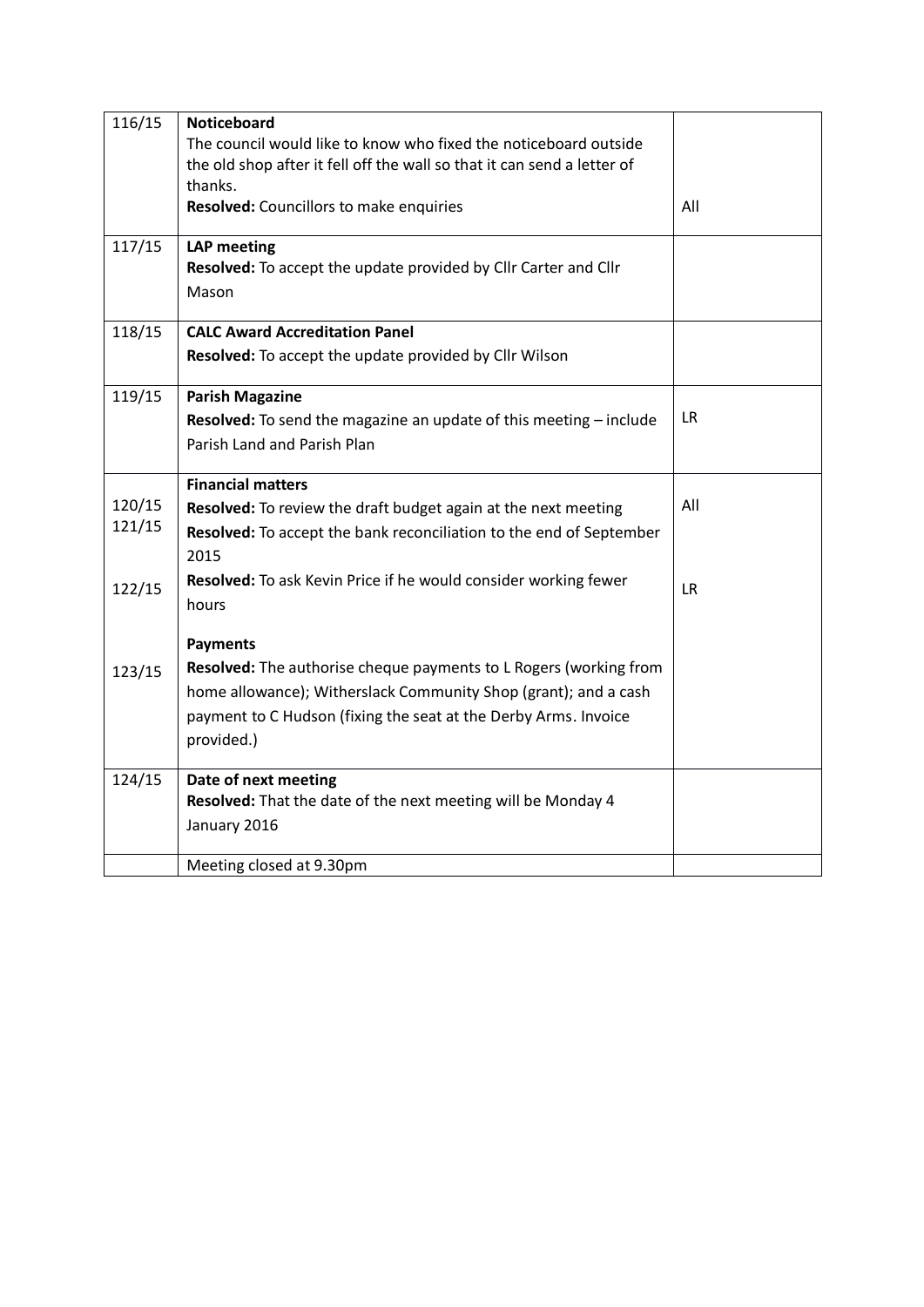| | | |
|---|---|---|
| 116/15 | **Noticeboard**<br>The council would like to know who fixed the noticeboard outside the old shop after it fell off the wall so that it can send a letter of thanks.<br>**Resolved:** Councillors to make enquiries | All |
| 117/15 | **LAP meeting**<br>**Resolved:** To accept the update provided by Cllr Carter and Cllr Mason | |
| 118/15 | **CALC Award Accreditation Panel**<br>**Resolved:** To accept the update provided by Cllr Wilson | |
| 119/15 | **Parish Magazine**<br>**Resolved:** To send the magazine an update of this meeting – include Parish Land and Parish Plan | LR |
| | **Financial matters** | |
| 120/15 | **Resolved:** To review the draft budget again at the next meeting | All |
| 121/15 | **Resolved:** To accept the bank reconciliation to the end of September 2015 | |
| 122/15 | **Resolved:** To ask Kevin Price if he would consider working fewer hours | LR |
| | **Payments** | |
| 123/15 | **Resolved:** The authorise cheque payments to L Rogers (working from home allowance); Witherslack Community Shop (grant); and a cash payment to C Hudson (fixing the seat at the Derby Arms. Invoice provided.) | |
| 124/15 | **Date of next meeting**<br>**Resolved:** That the date of the next meeting will be Monday 4 January 2016 | |
| | Meeting closed at 9.30pm | |